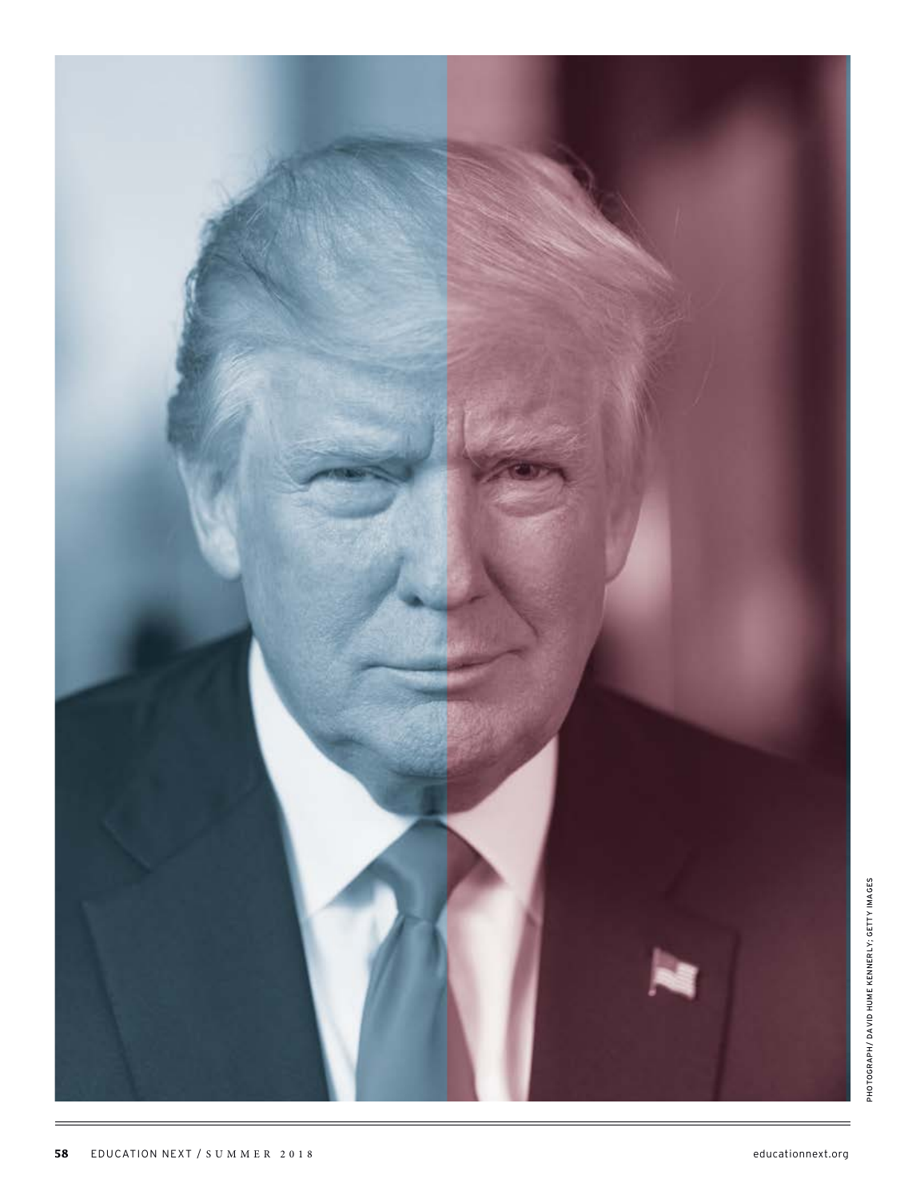PHOTOGRAPH/ DAVID HUME KENNERLY; GETTY IMAGES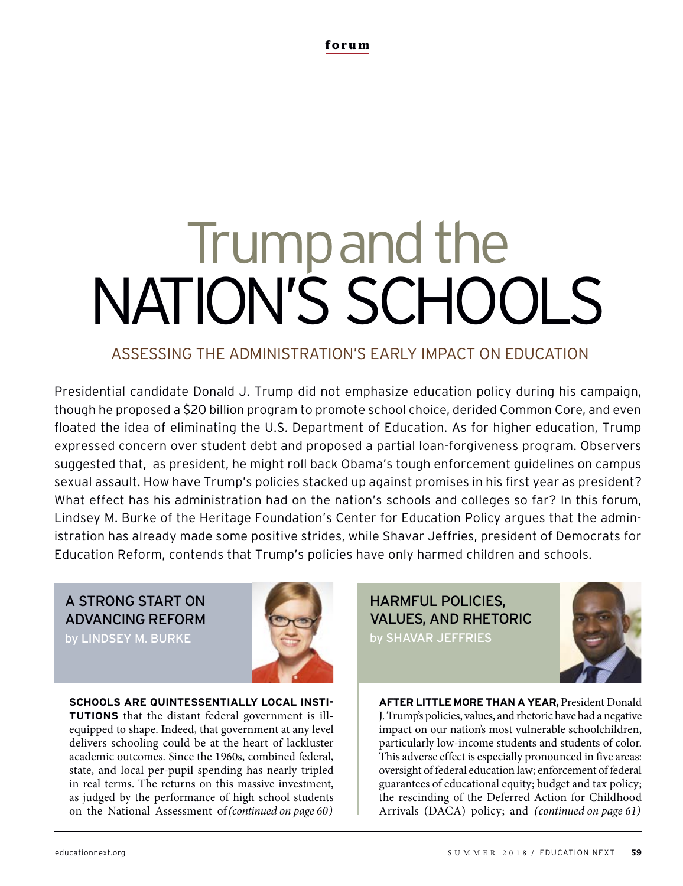forum

# Trump and the NATION'S SCHOOLS

## ASSESSING THE ADMINISTRATION'S EARLY IMPACT ON EDUCATION

Presidential candidate Donald J. Trump did not emphasize education policy during his campaign, though he proposed a $20 billion program to promote school choice, derided Common Core, and even floated the idea of eliminating the U.S. Department of Education. As for higher education, Trump expressed concern over student debt and proposed a partial loan-forgiveness program. Observers suggested that, as president, he might roll back Obama's tough enforcement guidelines on campus sexual assault. How have Trump's policies stacked up against promises in his first year as president? What effect has his administration had on the nation's schools and colleges so far? In this forum, Lindsey M. Burke of the Heritage Foundation's Center for Education Policy argues that the administration has already made some positive strides, while Shavar Jeffries, president of Democrats for Education Reform, contends that Trump's policies have only harmed children and schools.

### A STRONG START ON ADVANCING REFORM
by LINDSEY M. BURKE

**SCHOOLS ARE QUINTESSENTIALLY LOCAL INSTITUTIONS** that the distant federal government is ill-equipped to shape. Indeed, that government at any level delivers schooling could be at the heart of lackluster academic outcomes. Since the 1960s, combined federal, state, and local per-pupil spending has nearly tripled in real terms. The returns on this massive investment, as judged by the performance of high school students on the National Assessment of *(continued on page 60)*

### HARMFUL POLICIES, VALUES, AND RHETORIC
by SHAVAR JEFFRIES

**AFTER LITTLE MORE THAN A YEAR,** President Donald J. Trump's policies, values, and rhetoric have had a negative impact on our nation's most vulnerable schoolchildren, particularly low-income students and students of color. This adverse effect is especially pronounced in five areas: oversight of federal education law; enforcement of federal guarantees of educational equity; budget and tax policy; the rescinding of the Deferred Action for Childhood Arrivals (DACA) policy; and *(continued on page 61)*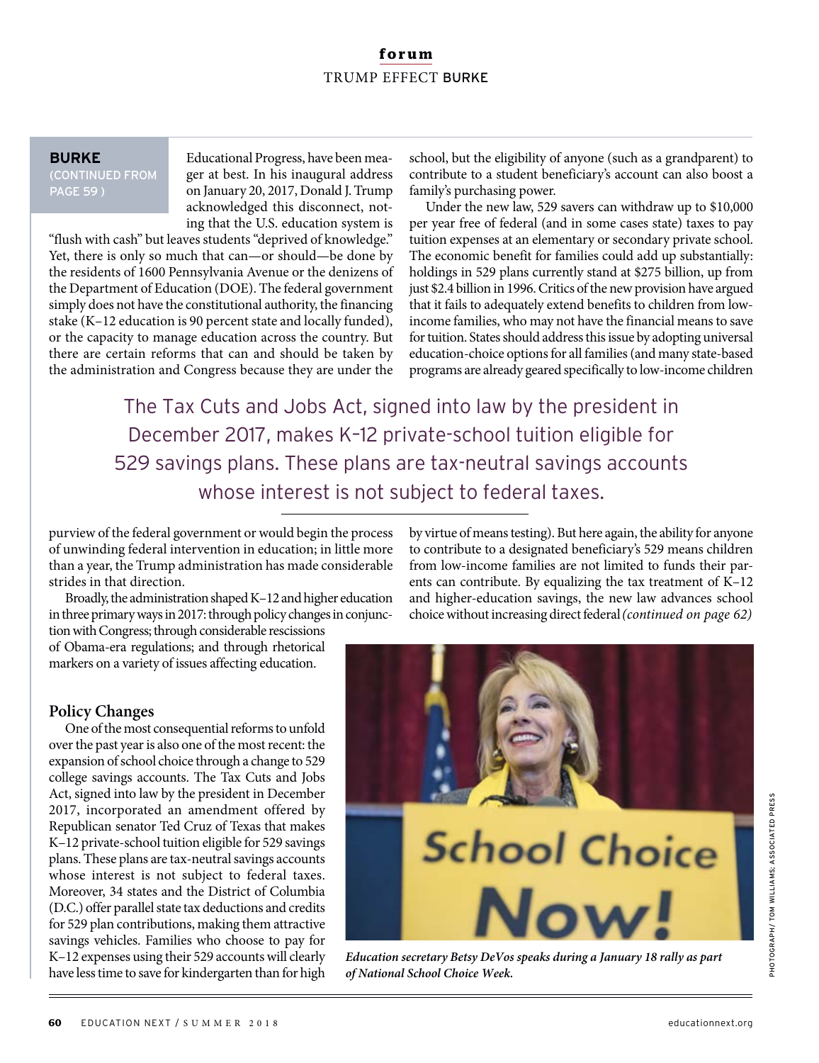**BURKE** (CONTINUED FROM PAGE 59)

Educational Progress, have been meager at best. In his inaugural address on January 20, 2017, Donald J. Trump acknowledged this disconnect, noting that the U.S. education system is "flush with cash" but leaves students "deprived of knowledge." Yet, there is only so much that can—or should—be done by the residents of 1600 Pennsylvania Avenue or the denizens of the Department of Education (DOE). The federal government simply does not have the constitutional authority, the financing stake (K–12 education is 90 percent state and locally funded), or the capacity to manage education across the country. But there are certain reforms that can and should be taken by the administration and Congress because they are under the purview of the federal government or would begin the process of unwinding federal intervention in education; in little more than a year, the Trump administration has made considerable strides in that direction.

Broadly, the administration shaped K–12 and higher education in three primary ways in 2017: through policy changes in conjunction with Congress; through considerable rescissions of Obama-era regulations; and through rhetorical markers on a variety of issues affecting education.

## Policy Changes

One of the most consequential reforms to unfold over the past year is also one of the most recent: the expansion of school choice through a change to 529 college savings accounts. The Tax Cuts and Jobs Act, signed into law by the president in December 2017, incorporated an amendment offered by Republican senator Ted Cruz of Texas that makes K–12 private-school tuition eligible for 529 savings plans. These plans are tax-neutral savings accounts whose interest is not subject to federal taxes. Moreover, 34 states and the District of Columbia (D.C.) offer parallel state tax deductions and credits for 529 plan contributions, making them attractive savings vehicles. Families who choose to pay for K–12 expenses using their 529 accounts will clearly have less time to save for kindergarten than for high school, but the eligibility of anyone (such as a grandparent) to contribute to a student beneficiary's account can also boost a family's purchasing power.

Under the new law, 529 savers can withdraw up to $10,000 per year free of federal (and in some cases state) taxes to pay tuition expenses at an elementary or secondary private school. The economic benefit for families could add up substantially: holdings in 529 plans currently stand at $275 billion, up from just $2.4 billion in 1996. Critics of the new provision have argued that it fails to adequately extend benefits to children from low-income families, who may not have the financial means to save for tuition. States should address this issue by adopting universal education-choice options for all families (and many state-based programs are already geared specifically to low-income children by virtue of means testing). But here again, the ability for anyone to contribute to a designated beneficiary's 529 means children from low-income families are not limited to funds their parents can contribute. By equalizing the tax treatment of K–12 and higher-education savings, the new law advances school choice without increasing direct federal *(continued on page 62)*

> The Tax Cuts and Jobs Act, signed into law by the president in December 2017, makes K–12 private-school tuition eligible for 529 savings plans. These plans are tax-neutral savings accounts whose interest is not subject to federal taxes.

*Education secretary Betsy DeVos speaks during a January 18 rally as part of National School Choice Week.*

PHOTOGRAPH/ TOM WILLIAMS; ASSOCIATED PRESS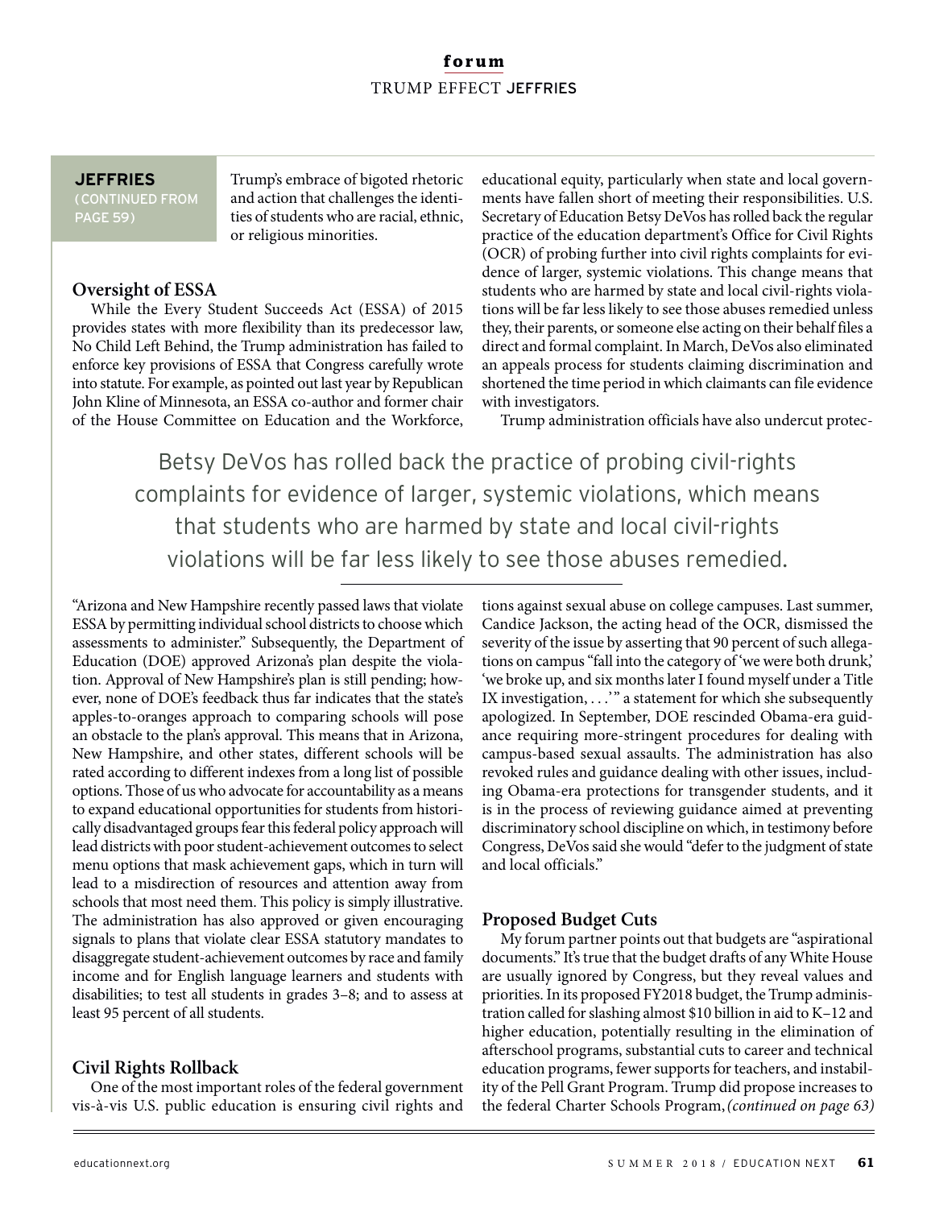**JEFFRIES** (CONTINUED FROM PAGE 59)

Trump's embrace of bigoted rhetoric and action that challenges the identities of students who are racial, ethnic, or religious minorities.

## Oversight of ESSA

While the Every Student Succeeds Act (ESSA) of 2015 provides states with more flexibility than its predecessor law, No Child Left Behind, the Trump administration has failed to enforce key provisions of ESSA that Congress carefully wrote into statute. For example, as pointed out last year by Republican John Kline of Minnesota, an ESSA co-author and former chair of the House Committee on Education and the Workforce, "Arizona and New Hampshire recently passed laws that violate ESSA by permitting individual school districts to choose which assessments to administer." Subsequently, the Department of Education (DOE) approved Arizona's plan despite the violation. Approval of New Hampshire's plan is still pending; however, none of DOE's feedback thus far indicates that the state's apples-to-oranges approach to comparing schools will pose an obstacle to the plan's approval. This means that in Arizona, New Hampshire, and other states, different schools will be rated according to different indexes from a long list of possible options. Those of us who advocate for accountability as a means to expand educational opportunities for students from historically disadvantaged groups fear this federal policy approach will lead districts with poor student-achievement outcomes to select menu options that mask achievement gaps, which in turn will lead to a misdirection of resources and attention away from schools that most need them. This policy is simply illustrative. The administration has also approved or given encouraging signals to plans that violate clear ESSA statutory mandates to disaggregate student-achievement outcomes by race and family income and for English language learners and students with disabilities; to test all students in grades 3–8; and to assess at least 95 percent of all students.

## Civil Rights Rollback

One of the most important roles of the federal government vis-à-vis U.S. public education is ensuring civil rights and educational equity, particularly when state and local governments have fallen short of meeting their responsibilities. U.S. Secretary of Education Betsy DeVos has rolled back the regular practice of the education department's Office for Civil Rights (OCR) of probing further into civil rights complaints for evidence of larger, systemic violations. This change means that students who are harmed by state and local civil-rights violations will be far less likely to see those abuses remedied unless they, their parents, or someone else acting on their behalf files a direct and formal complaint. In March, DeVos also eliminated an appeals process for students claiming discrimination and shortened the time period in which claimants can file evidence with investigators.

> Betsy DeVos has rolled back the practice of probing civil-rights complaints for evidence of larger, systemic violations, which means that students who are harmed by state and local civil-rights violations will be far less likely to see those abuses remedied.

Trump administration officials have also undercut protections against sexual abuse on college campuses. Last summer, Candice Jackson, the acting head of the OCR, dismissed the severity of the issue by asserting that 90 percent of such allegations on campus "fall into the category of 'we were both drunk,' 'we broke up, and six months later I found myself under a Title IX investigation, . . .'" a statement for which she subsequently apologized. In September, DOE rescinded Obama-era guidance requiring more-stringent procedures for dealing with campus-based sexual assaults. The administration has also revoked rules and guidance dealing with other issues, including Obama-era protections for transgender students, and it is in the process of reviewing guidance aimed at preventing discriminatory school discipline on which, in testimony before Congress, DeVos said she would "defer to the judgment of state and local officials."

## Proposed Budget Cuts

My forum partner points out that budgets are "aspirational documents." It's true that the budget drafts of any White House are usually ignored by Congress, but they reveal values and priorities. In its proposed FY2018 budget, the Trump administration called for slashing almost $10 billion in aid to K–12 and higher education, potentially resulting in the elimination of afterschool programs, substantial cuts to career and technical education programs, fewer supports for teachers, and instability of the Pell Grant Program. Trump did propose increases to the federal Charter Schools Program, *(continued on page 63)*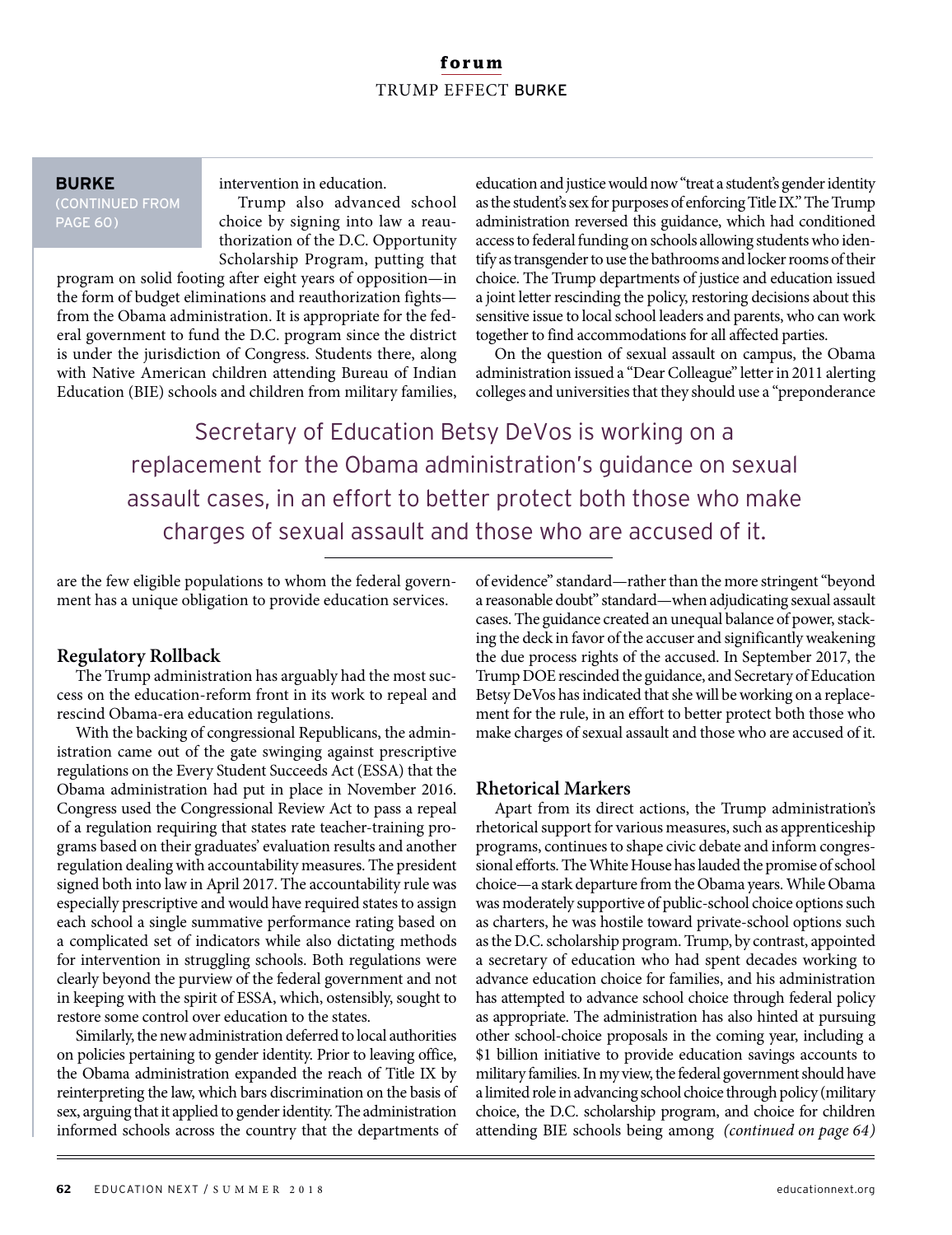**BURKE**
(CONTINUED FROM PAGE 60)

intervention in education.

Trump also advanced school choice by signing into law a reauthorization of the D.C. Opportunity Scholarship Program, putting that program on solid footing after eight years of opposition—in the form of budget eliminations and reauthorization fights—from the Obama administration. It is appropriate for the federal government to fund the D.C. program since the district is under the jurisdiction of Congress. Students there, along with Native American children attending Bureau of Indian Education (BIE) schools and children from military families, are the few eligible populations to whom the federal government has a unique obligation to provide education services.

### Regulatory Rollback

The Trump administration has arguably had the most success on the education-reform front in its work to repeal and rescind Obama-era education regulations.

With the backing of congressional Republicans, the administration came out of the gate swinging against prescriptive regulations on the Every Student Succeeds Act (ESSA) that the Obama administration had put in place in November 2016. Congress used the Congressional Review Act to pass a repeal of a regulation requiring that states rate teacher-training programs based on their graduates' evaluation results and another regulation dealing with accountability measures. The president signed both into law in April 2017. The accountability rule was especially prescriptive and would have required states to assign each school a single summative performance rating based on a complicated set of indicators while also dictating methods for intervention in struggling schools. Both regulations were clearly beyond the purview of the federal government and not in keeping with the spirit of ESSA, which, ostensibly, sought to restore some control over education to the states.

Similarly, the new administration deferred to local authorities on policies pertaining to gender identity. Prior to leaving office, the Obama administration expanded the reach of Title IX by reinterpreting the law, which bars discrimination on the basis of sex, arguing that it applied to gender identity. The administration informed schools across the country that the departments of education and justice would now "treat a student's gender identity as the student's sex for purposes of enforcing Title IX." The Trump administration reversed this guidance, which had conditioned access to federal funding on schools allowing students who identify as transgender to use the bathrooms and locker rooms of their choice. The Trump departments of justice and education issued a joint letter rescinding the policy, restoring decisions about this sensitive issue to local school leaders and parents, who can work together to find accommodations for all affected parties.

On the question of sexual assault on campus, the Obama administration issued a "Dear Colleague" letter in 2011 alerting colleges and universities that they should use a "preponderance of evidence" standard—rather than the more stringent "beyond a reasonable doubt" standard—when adjudicating sexual assault cases. The guidance created an unequal balance of power, stacking the deck in favor of the accuser and significantly weakening the due process rights of the accused. In September 2017, the Trump DOE rescinded the guidance, and Secretary of Education Betsy DeVos has indicated that she will be working on a replacement for the rule, in an effort to better protect both those who make charges of sexual assault and those who are accused of it.

> Secretary of Education Betsy DeVos is working on a replacement for the Obama administration's guidance on sexual assault cases, in an effort to better protect both those who make charges of sexual assault and those who are accused of it.

### Rhetorical Markers

Apart from its direct actions, the Trump administration's rhetorical support for various measures, such as apprenticeship programs, continues to shape civic debate and inform congressional efforts. The White House has lauded the promise of school choice—a stark departure from the Obama years. While Obama was moderately supportive of public-school choice options such as charters, he was hostile toward private-school options such as the D.C. scholarship program. Trump, by contrast, appointed a secretary of education who had spent decades working to advance education choice for families, and his administration has attempted to advance school choice through federal policy as appropriate. The administration has also hinted at pursuing other school-choice proposals in the coming year, including a $1 billion initiative to provide education savings accounts to military families. In my view, the federal government should have a limited role in advancing school choice through policy (military choice, the D.C. scholarship program, and choice for children attending BIE schools being among *(continued on page 64)*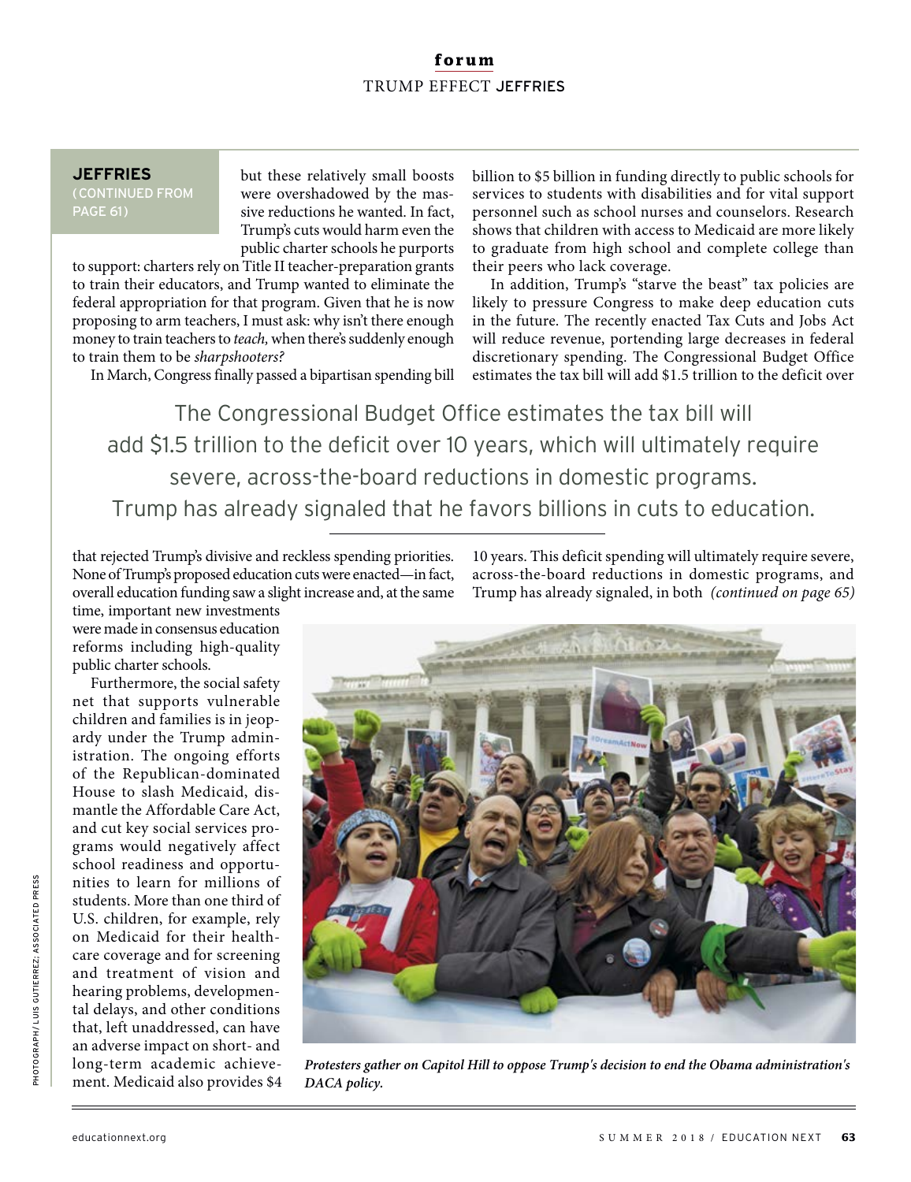**JEFFRIES**
(CONTINUED FROM PAGE 61)

but these relatively small boosts were overshadowed by the massive reductions he wanted. In fact, Trump's cuts would harm even the public charter schools he purports to support: charters rely on Title II teacher-preparation grants to train their educators, and Trump wanted to eliminate the federal appropriation for that program. Given that he is now proposing to arm teachers, I must ask: why isn't there enough money to train teachers to *teach,* when there's suddenly enough to train them to be *sharpshooters?*

In March, Congress finally passed a bipartisan spending bill that rejected Trump's divisive and reckless spending priorities. None of Trump's proposed education cuts were enacted—in fact, overall education funding saw a slight increase and, at the same time, important new investments were made in consensus education reforms including high-quality public charter schools.

Furthermore, the social safety net that supports vulnerable children and families is in jeopardy under the Trump administration. The ongoing efforts of the Republican-dominated House to slash Medicaid, dismantle the Affordable Care Act, and cut key social services programs would negatively affect school readiness and opportunities to learn for millions of students. More than one third of U.S. children, for example, rely on Medicaid for their healthcare coverage and for screening and treatment of vision and hearing problems, developmental delays, and other conditions that, left unaddressed, can have an adverse impact on short- and long-term academic achievement. Medicaid also provides $4 billion to $5 billion in funding directly to public schools for services to students with disabilities and for vital support personnel such as school nurses and counselors. Research shows that children with access to Medicaid are more likely to graduate from high school and complete college than their peers who lack coverage.

In addition, Trump's "starve the beast" tax policies are likely to pressure Congress to make deep education cuts in the future. The recently enacted Tax Cuts and Jobs Act will reduce revenue, portending large decreases in federal discretionary spending. The Congressional Budget Office estimates the tax bill will add $1.5 trillion to the deficit over 10 years. This deficit spending will ultimately require severe, across-the-board reductions in domestic programs, and Trump has already signaled, in both *(continued on page 65)*

> The Congressional Budget Office estimates the tax bill will add $1.5 trillion to the deficit over 10 years, which will ultimately require severe, across-the-board reductions in domestic programs. Trump has already signaled that he favors billions in cuts to education.

*Protesters gather on Capitol Hill to oppose Trump's decision to end the Obama administration's DACA policy.*

PHOTOGRAPH / LUIS GUTIERREZ; ASSOCIATED PRESS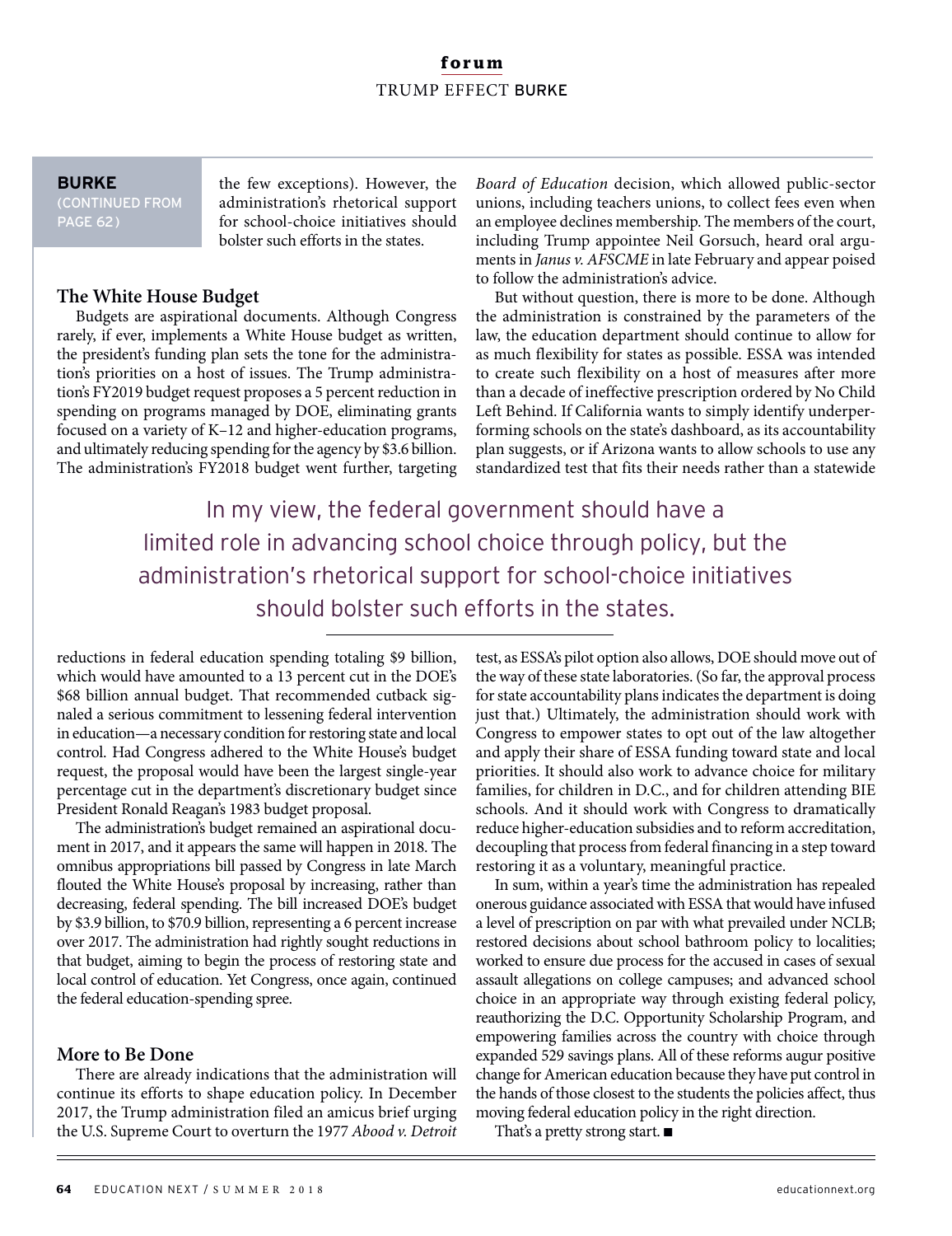**BURKE**
(CONTINUED FROM PAGE 62)

the few exceptions). However, the administration's rhetorical support for school-choice initiatives should bolster such efforts in the states.

### The White House Budget

Budgets are aspirational documents. Although Congress rarely, if ever, implements a White House budget as written, the president's funding plan sets the tone for the administration's priorities on a host of issues. The Trump administration's FY2019 budget request proposes a 5 percent reduction in spending on programs managed by DOE, eliminating grants focused on a variety of K–12 and higher-education programs, and ultimately reducing spending for the agency by $3.6 billion. The administration's FY2018 budget went further, targeting reductions in federal education spending totaling $9 billion, which would have amounted to a 13 percent cut in the DOE's $68 billion annual budget. That recommended cutback signaled a serious commitment to lessening federal intervention in education—a necessary condition for restoring state and local control. Had Congress adhered to the White House's budget request, the proposal would have been the largest single-year percentage cut in the department's discretionary budget since President Ronald Reagan's 1983 budget proposal.

The administration's budget remained an aspirational document in 2017, and it appears the same will happen in 2018. The omnibus appropriations bill passed by Congress in late March flouted the White House's proposal by increasing, rather than decreasing, federal spending. The bill increased DOE's budget by $3.9 billion, to $70.9 billion, representing a 6 percent increase over 2017. The administration had rightly sought reductions in that budget, aiming to begin the process of restoring state and local control of education. Yet Congress, once again, continued the federal education-spending spree.

### More to Be Done

There are already indications that the administration will continue its efforts to shape education policy. In December 2017, the Trump administration filed an amicus brief urging the U.S. Supreme Court to overturn the 1977 *Abood v. Detroit Board of Education* decision, which allowed public-sector unions, including teachers unions, to collect fees even when an employee declines membership. The members of the court, including Trump appointee Neil Gorsuch, heard oral arguments in *Janus v. AFSCME* in late February and appear poised to follow the administration's advice.

But without question, there is more to be done. Although the administration is constrained by the parameters of the law, the education department should continue to allow for as much flexibility for states as possible. ESSA was intended to create such flexibility on a host of measures after more than a decade of ineffective prescription ordered by No Child Left Behind. If California wants to simply identify underperforming schools on the state's dashboard, as its accountability plan suggests, or if Arizona wants to allow schools to use any standardized test that fits their needs rather than a statewide test, as ESSA's pilot option also allows, DOE should move out of the way of these state laboratories. (So far, the approval process for state accountability plans indicates the department is doing just that.) Ultimately, the administration should work with Congress to empower states to opt out of the law altogether and apply their share of ESSA funding toward state and local priorities. It should also work to advance choice for military families, for children in D.C., and for children attending BIE schools. And it should work with Congress to dramatically reduce higher-education subsidies and to reform accreditation, decoupling that process from federal financing in a step toward restoring it as a voluntary, meaningful practice.

> In my view, the federal government should have a limited role in advancing school choice through policy, but the administration's rhetorical support for school-choice initiatives should bolster such efforts in the states.

In sum, within a year's time the administration has repealed onerous guidance associated with ESSA that would have infused a level of prescription on par with what prevailed under NCLB; restored decisions about school bathroom policy to localities; worked to ensure due process for the accused in cases of sexual assault allegations on college campuses; and advanced school choice in an appropriate way through existing federal policy, reauthorizing the D.C. Opportunity Scholarship Program, and empowering families across the country with choice through expanded 529 savings plans. All of these reforms augur positive change for American education because they have put control in the hands of those closest to the students the policies affect, thus moving federal education policy in the right direction.

That's a pretty strong start. ■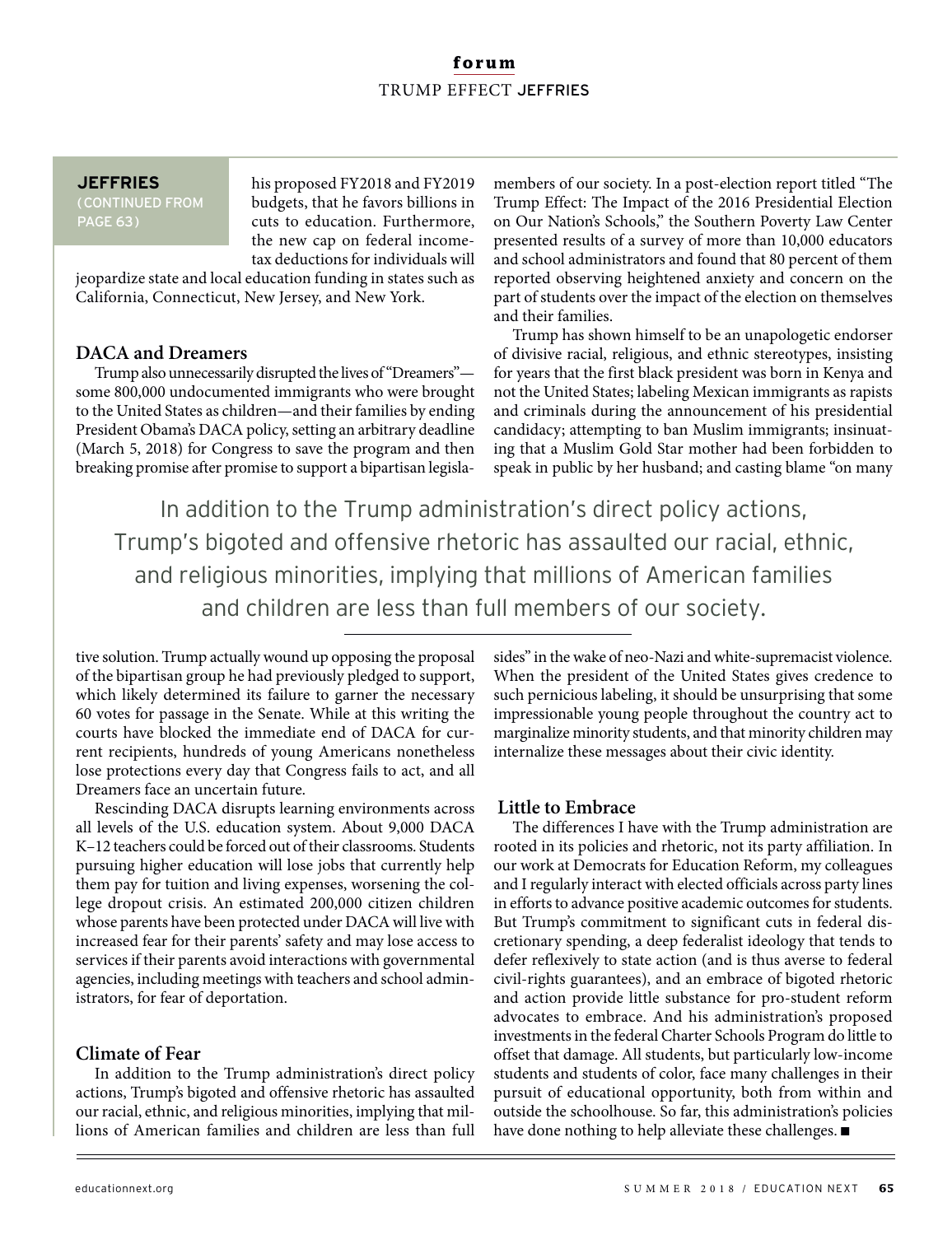**JEFFRIES** (CONTINUED FROM PAGE 63)

his proposed FY2018 and FY2019 budgets, that he favors billions in cuts to education. Furthermore, the new cap on federal income-tax deductions for individuals will jeopardize state and local education funding in states such as California, Connecticut, New Jersey, and New York.

### DACA and Dreamers

Trump also unnecessarily disrupted the lives of "Dreamers"—some 800,000 undocumented immigrants who were brought to the United States as children—and their families by ending President Obama's DACA policy, setting an arbitrary deadline (March 5, 2018) for Congress to save the program and then breaking promise after promise to support a bipartisan legislative solution. Trump actually wound up opposing the proposal of the bipartisan group he had previously pledged to support, which likely determined its failure to garner the necessary 60 votes for passage in the Senate. While at this writing the courts have blocked the immediate end of DACA for current recipients, hundreds of young Americans nonetheless lose protections every day that Congress fails to act, and all Dreamers face an uncertain future.

Rescinding DACA disrupts learning environments across all levels of the U.S. education system. About 9,000 DACA K–12 teachers could be forced out of their classrooms. Students pursuing higher education will lose jobs that currently help them pay for tuition and living expenses, worsening the college dropout crisis. An estimated 200,000 citizen children whose parents have been protected under DACA will live with increased fear for their parents' safety and may lose access to services if their parents avoid interactions with governmental agencies, including meetings with teachers and school administrators, for fear of deportation.

### Climate of Fear

In addition to the Trump administration's direct policy actions, Trump's bigoted and offensive rhetoric has assaulted our racial, ethnic, and religious minorities, implying that millions of American families and children are less than full members of our society. In a post-election report titled "The Trump Effect: The Impact of the 2016 Presidential Election on Our Nation's Schools," the Southern Poverty Law Center presented results of a survey of more than 10,000 educators and school administrators and found that 80 percent of them reported observing heightened anxiety and concern on the part of students over the impact of the election on themselves and their families.

Trump has shown himself to be an unapologetic endorser of divisive racial, religious, and ethnic stereotypes, insisting for years that the first black president was born in Kenya and not the United States; labeling Mexican immigrants as rapists and criminals during the announcement of his presidential candidacy; attempting to ban Muslim immigrants; insinuating that a Muslim Gold Star mother had been forbidden to speak in public by her husband; and casting blame "on many sides" in the wake of neo-Nazi and white-supremacist violence. When the president of the United States gives credence to such pernicious labeling, it should be unsurprising that some impressionable young people throughout the country act to marginalize minority students, and that minority children may internalize these messages about their civic identity.

> In addition to the Trump administration's direct policy actions, Trump's bigoted and offensive rhetoric has assaulted our racial, ethnic, and religious minorities, implying that millions of American families and children are less than full members of our society.

### Little to Embrace

The differences I have with the Trump administration are rooted in its policies and rhetoric, not its party affiliation. In our work at Democrats for Education Reform, my colleagues and I regularly interact with elected officials across party lines in efforts to advance positive academic outcomes for students. But Trump's commitment to significant cuts in federal discretionary spending, a deep federalist ideology that tends to defer reflexively to state action (and is thus averse to federal civil-rights guarantees), and an embrace of bigoted rhetoric and action provide little substance for pro-student reform advocates to embrace. And his administration's proposed investments in the federal Charter Schools Program do little to offset that damage. All students, but particularly low-income students and students of color, face many challenges in their pursuit of educational opportunity, both from within and outside the schoolhouse. So far, this administration's policies have done nothing to help alleviate these challenges. ■